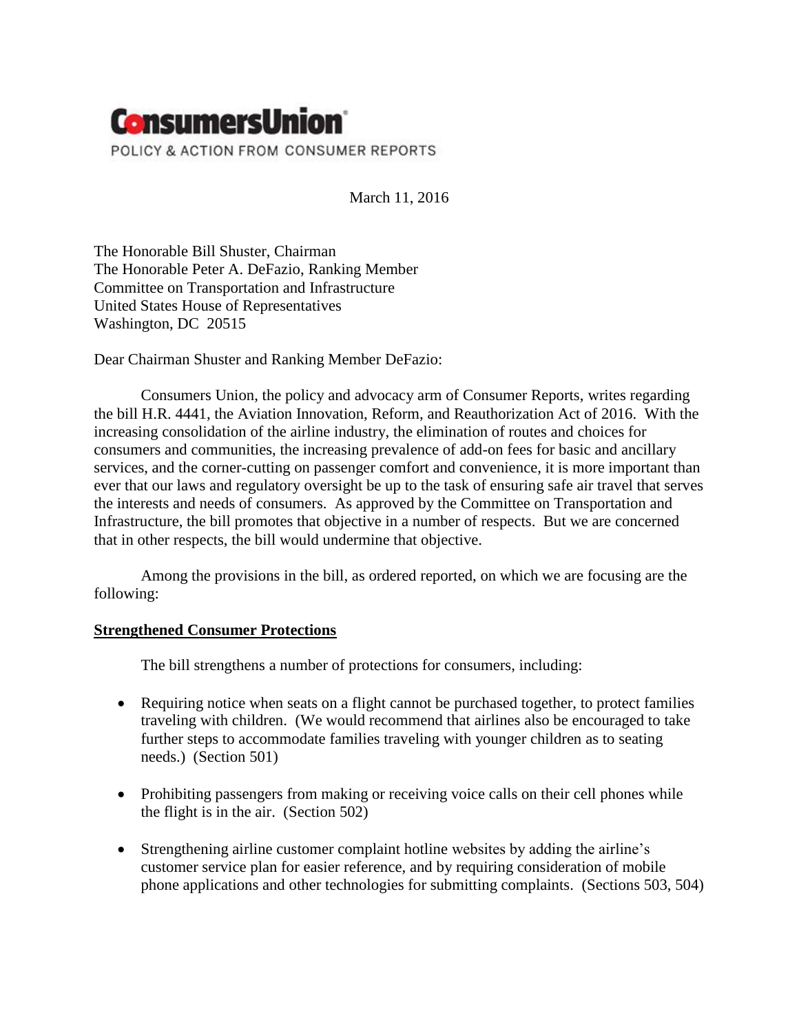**ConsumersUnion**

POLICY & ACTION FROM CONSUMER REPORTS

March 11, 2016

The Honorable Bill Shuster, Chairman
The Honorable Peter A. DeFazio, Ranking Member
Committee on Transportation and Infrastructure
United States House of Representatives
Washington, DC 20515

Dear Chairman Shuster and Ranking Member DeFazio:

Consumers Union, the policy and advocacy arm of Consumer Reports, writes regarding the bill H.R. 4441, the Aviation Innovation, Reform, and Reauthorization Act of 2016. With the increasing consolidation of the airline industry, the elimination of routes and choices for consumers and communities, the increasing prevalence of add-on fees for basic and ancillary services, and the corner-cutting on passenger comfort and convenience, it is more important than ever that our laws and regulatory oversight be up to the task of ensuring safe air travel that serves the interests and needs of consumers. As approved by the Committee on Transportation and Infrastructure, the bill promotes that objective in a number of respects. But we are concerned that in other respects, the bill would undermine that objective.

Among the provisions in the bill, as ordered reported, on which we are focusing are the following:

**Strengthened Consumer Protections**

The bill strengthens a number of protections for consumers, including:

- Requiring notice when seats on a flight cannot be purchased together, to protect families traveling with children. (We would recommend that airlines also be encouraged to take further steps to accommodate families traveling with younger children as to seating needs.) (Section 501)
- Prohibiting passengers from making or receiving voice calls on their cell phones while the flight is in the air. (Section 502)
- Strengthening airline customer complaint hotline websites by adding the airline's customer service plan for easier reference, and by requiring consideration of mobile phone applications and other technologies for submitting complaints. (Sections 503, 504)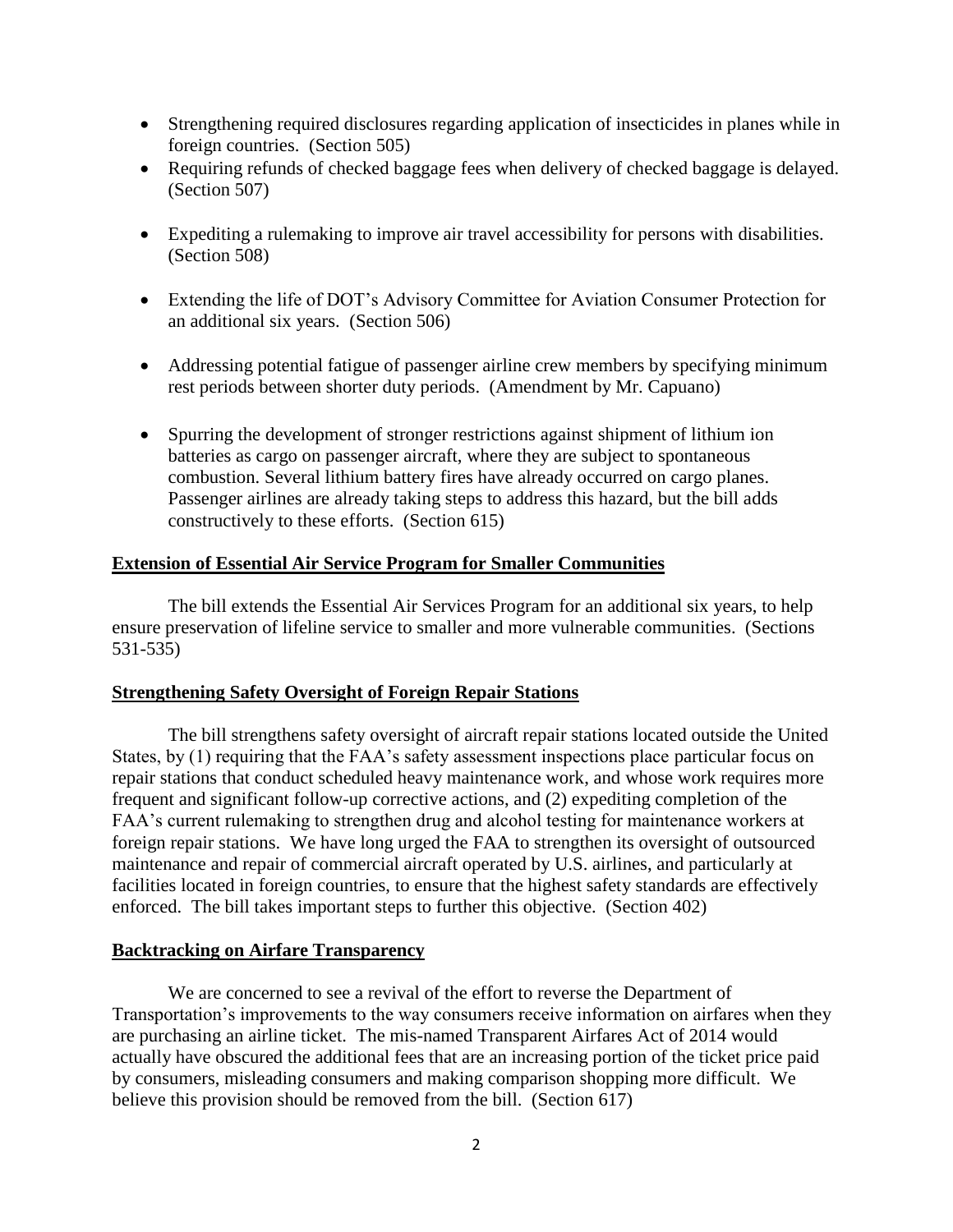- Strengthening required disclosures regarding application of insecticides in planes while in foreign countries. (Section 505)
- Requiring refunds of checked baggage fees when delivery of checked baggage is delayed. (Section 507)
- Expediting a rulemaking to improve air travel accessibility for persons with disabilities. (Section 508)
- Extending the life of DOT's Advisory Committee for Aviation Consumer Protection for an additional six years. (Section 506)
- Addressing potential fatigue of passenger airline crew members by specifying minimum rest periods between shorter duty periods. (Amendment by Mr. Capuano)
- Spurring the development of stronger restrictions against shipment of lithium ion batteries as cargo on passenger aircraft, where they are subject to spontaneous combustion. Several lithium battery fires have already occurred on cargo planes. Passenger airlines are already taking steps to address this hazard, but the bill adds constructively to these efforts. (Section 615)

**Extension of Essential Air Service Program for Smaller Communities**

The bill extends the Essential Air Services Program for an additional six years, to help ensure preservation of lifeline service to smaller and more vulnerable communities. (Sections 531-535)

**Strengthening Safety Oversight of Foreign Repair Stations**

The bill strengthens safety oversight of aircraft repair stations located outside the United States, by (1) requiring that the FAA's safety assessment inspections place particular focus on repair stations that conduct scheduled heavy maintenance work, and whose work requires more frequent and significant follow-up corrective actions, and (2) expediting completion of the FAA's current rulemaking to strengthen drug and alcohol testing for maintenance workers at foreign repair stations. We have long urged the FAA to strengthen its oversight of outsourced maintenance and repair of commercial aircraft operated by U.S. airlines, and particularly at facilities located in foreign countries, to ensure that the highest safety standards are effectively enforced. The bill takes important steps to further this objective. (Section 402)

**Backtracking on Airfare Transparency**

We are concerned to see a revival of the effort to reverse the Department of Transportation's improvements to the way consumers receive information on airfares when they are purchasing an airline ticket. The mis-named Transparent Airfares Act of 2014 would actually have obscured the additional fees that are an increasing portion of the ticket price paid by consumers, misleading consumers and making comparison shopping more difficult. We believe this provision should be removed from the bill. (Section 617)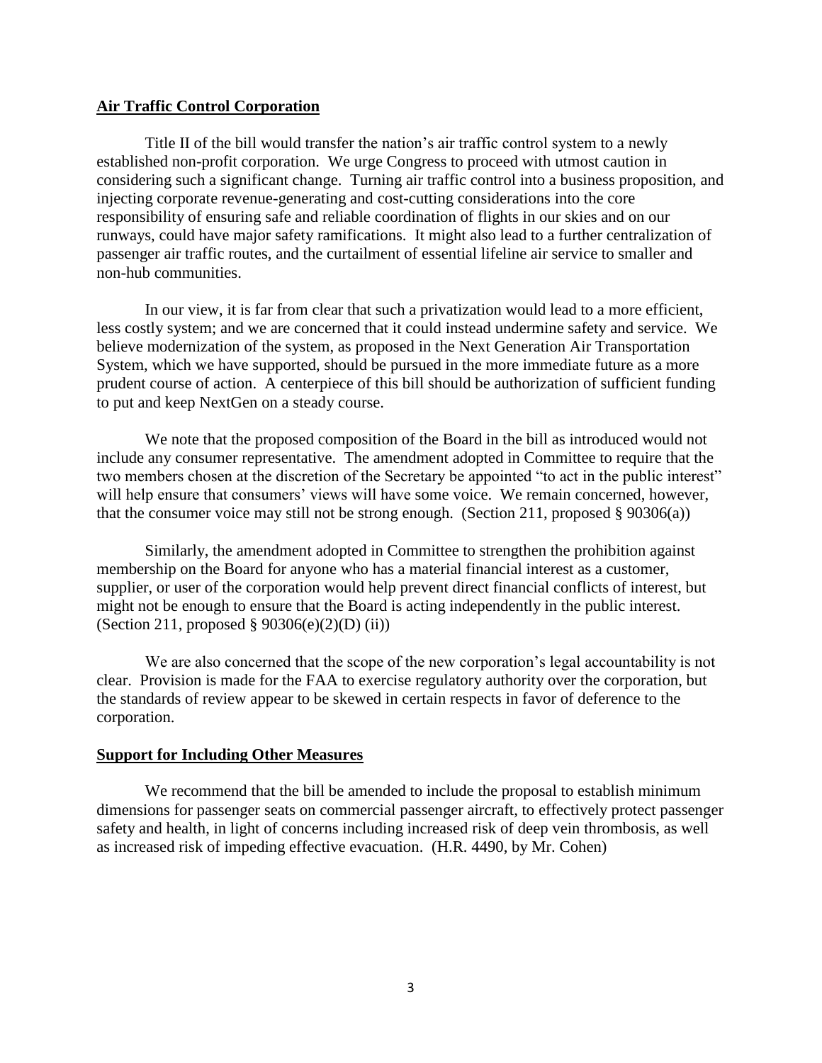**Air Traffic Control Corporation**

Title II of the bill would transfer the nation's air traffic control system to a newly established non-profit corporation. We urge Congress to proceed with utmost caution in considering such a significant change. Turning air traffic control into a business proposition, and injecting corporate revenue-generating and cost-cutting considerations into the core responsibility of ensuring safe and reliable coordination of flights in our skies and on our runways, could have major safety ramifications. It might also lead to a further centralization of passenger air traffic routes, and the curtailment of essential lifeline air service to smaller and non-hub communities.

In our view, it is far from clear that such a privatization would lead to a more efficient, less costly system; and we are concerned that it could instead undermine safety and service. We believe modernization of the system, as proposed in the Next Generation Air Transportation System, which we have supported, should be pursued in the more immediate future as a more prudent course of action. A centerpiece of this bill should be authorization of sufficient funding to put and keep NextGen on a steady course.

We note that the proposed composition of the Board in the bill as introduced would not include any consumer representative. The amendment adopted in Committee to require that the two members chosen at the discretion of the Secretary be appointed "to act in the public interest" will help ensure that consumers' views will have some voice. We remain concerned, however, that the consumer voice may still not be strong enough. (Section 211, proposed § 90306(a))

Similarly, the amendment adopted in Committee to strengthen the prohibition against membership on the Board for anyone who has a material financial interest as a customer, supplier, or user of the corporation would help prevent direct financial conflicts of interest, but might not be enough to ensure that the Board is acting independently in the public interest. (Section 211, proposed § 90306(e)(2)(D) (ii))

We are also concerned that the scope of the new corporation's legal accountability is not clear. Provision is made for the FAA to exercise regulatory authority over the corporation, but the standards of review appear to be skewed in certain respects in favor of deference to the corporation.

**Support for Including Other Measures**

We recommend that the bill be amended to include the proposal to establish minimum dimensions for passenger seats on commercial passenger aircraft, to effectively protect passenger safety and health, in light of concerns including increased risk of deep vein thrombosis, as well as increased risk of impeding effective evacuation. (H.R. 4490, by Mr. Cohen)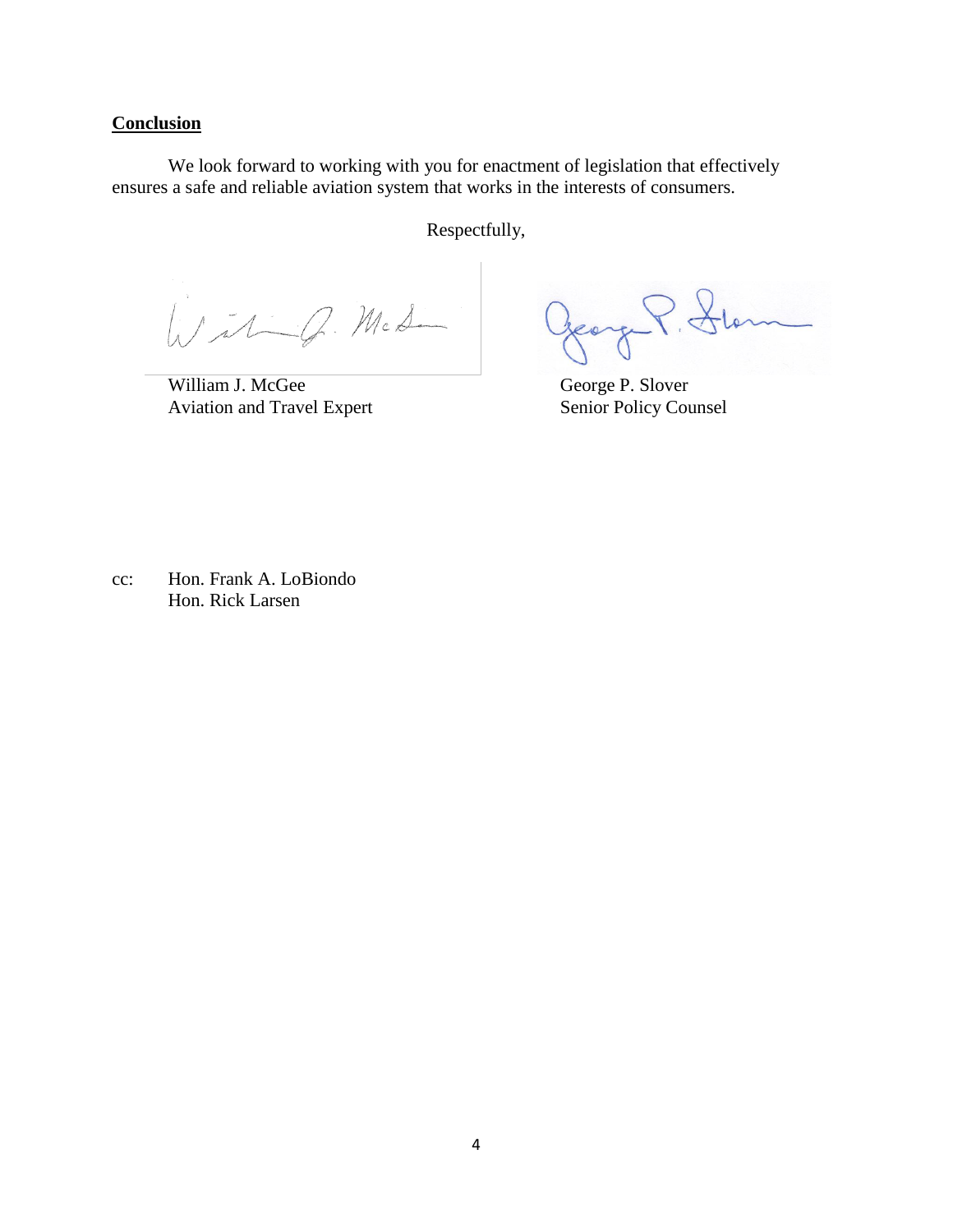## Conclusion

We look forward to working with you for enactment of legislation that effectively ensures a safe and reliable aviation system that works in the interests of consumers.

Respectfully,

William J. McGee
Aviation and Travel Expert

George P. Slover
Senior Policy Counsel

cc: Hon. Frank A. LoBiondo
Hon. Rick Larsen